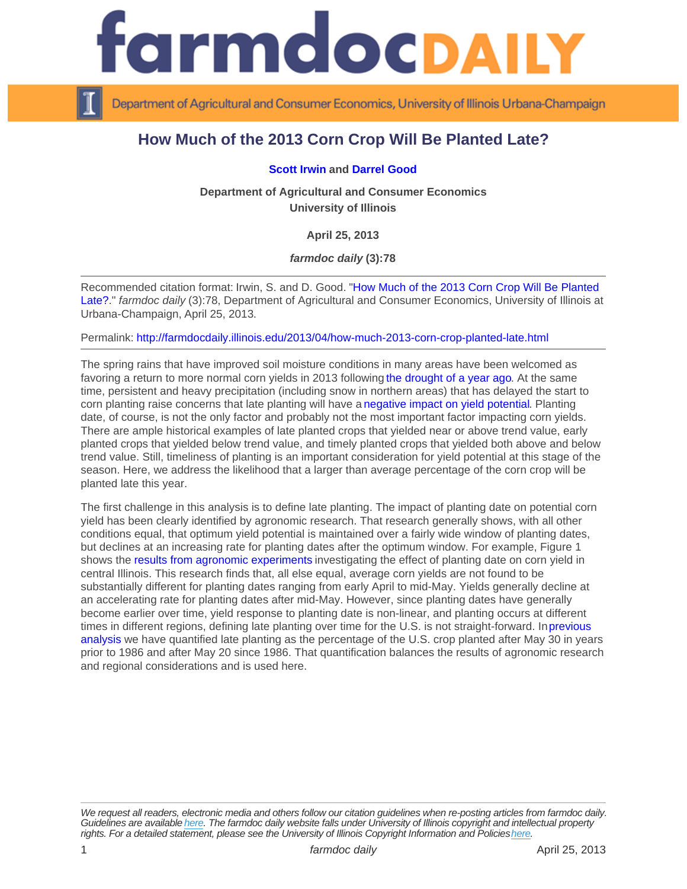# farmdoc DAILY

Department of Agricultural and Consumer Economics, University of Illinois Urbana-Champaign

## How Much of the 2013 Corn Crop Will Be Planted Late?

**Scott Irwin** and **Darrel Good**

**Department of Agricultural and Consumer Economics**
**University of Illinois**

**April 25, 2013**

***farmdoc daily* (3):78**

---

Recommended citation format: Irwin, S. and D. Good. "How Much of the 2013 Corn Crop Will Be Planted Late?." *farmdoc daily* (3):78, Department of Agricultural and Consumer Economics, University of Illinois at Urbana-Champaign, April 25, 2013.

Permalink: http://farmdocdaily.illinois.edu/2013/04/how-much-2013-corn-crop-planted-late.html

---

The spring rains that have improved soil moisture conditions in many areas have been welcomed as favoring a return to more normal corn yields in 2013 following the drought of a year ago. At the same time, persistent and heavy precipitation (including snow in northern areas) that has delayed the start to corn planting raise concerns that late planting will have a negative impact on yield potential. Planting date, of course, is not the only factor and probably not the most important factor impacting corn yields. There are ample historical examples of late planted crops that yielded near or above trend value, early planted crops that yielded below trend value, and timely planted crops that yielded both above and below trend value. Still, timeliness of planting is an important consideration for yield potential at this stage of the season. Here, we address the likelihood that a larger than average percentage of the corn crop will be planted late this year.

The first challenge in this analysis is to define late planting. The impact of planting date on potential corn yield has been clearly identified by agronomic research. That research generally shows, with all other conditions equal, that optimum yield potential is maintained over a fairly wide window of planting dates, but declines at an increasing rate for planting dates after the optimum window. For example, Figure 1 shows the results from agronomic experiments investigating the effect of planting date on corn yield in central Illinois. This research finds that, all else equal, average corn yields are not found to be substantially different for planting dates ranging from early April to mid-May. Yields generally decline at an accelerating rate for planting dates after mid-May. However, since planting dates have generally become earlier over time, yield response to planting date is non-linear, and planting occurs at different times in different regions, defining late planting over time for the U.S. is not straight-forward. In previous analysis we have quantified late planting as the percentage of the U.S. crop planted after May 30 in years prior to 1986 and after May 20 since 1986. That quantification balances the results of agronomic research and regional considerations and is used here.

---

*We request all readers, electronic media and others follow our citation guidelines when re-posting articles from farmdoc daily. Guidelines are available here. The farmdoc daily website falls under University of Illinois copyright and intellectual property rights. For a detailed statement, please see the University of Illinois Copyright Information and Policies here.*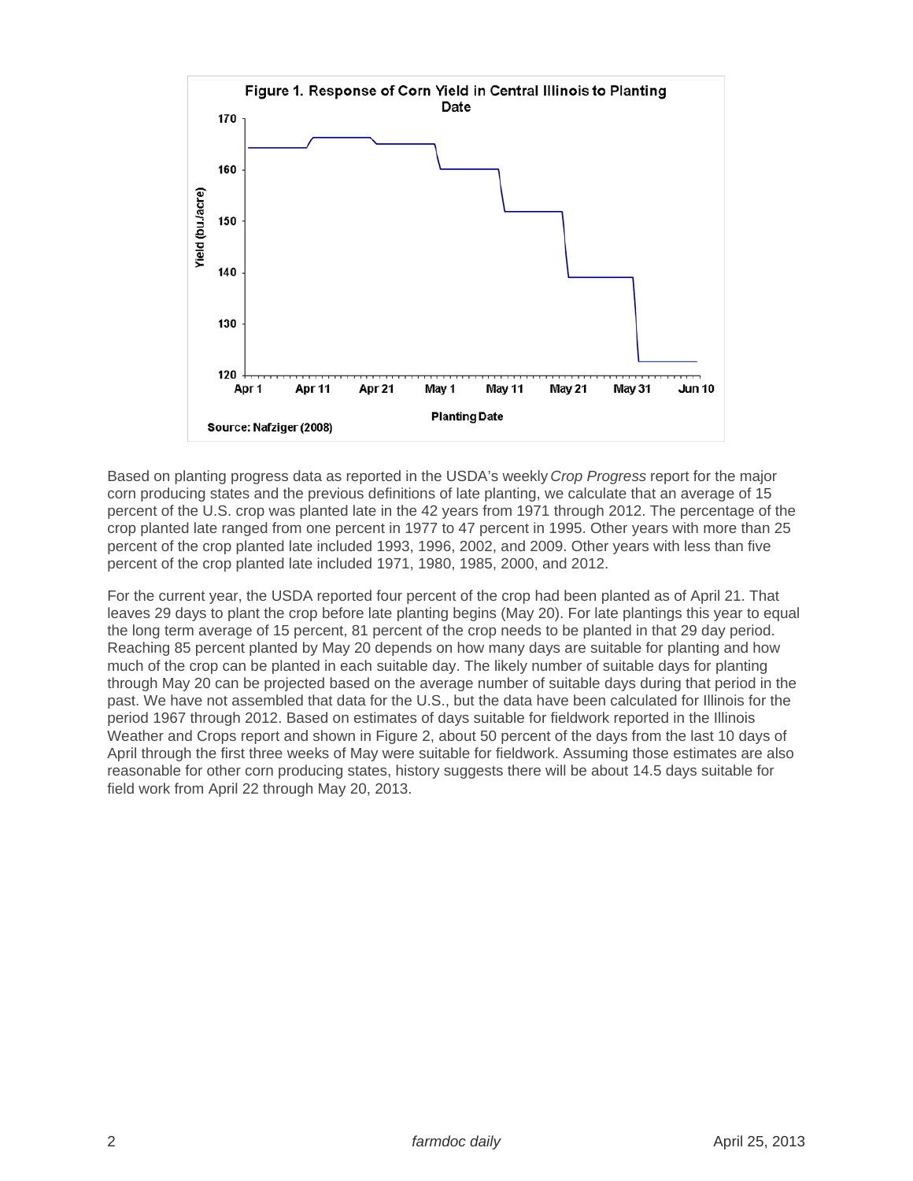Figure 1. Response of Corn Yield in Central Illinois to Planting Date

Source: Nafziger (2008)

Based on planting progress data as reported in the USDA's weekly *Crop Progress* report for the major corn producing states and the previous definitions of late planting, we calculate that an average of 15 percent of the U.S. crop was planted late in the 42 years from 1971 through 2012. The percentage of the crop planted late ranged from one percent in 1977 to 47 percent in 1995. Other years with more than 25 percent of the crop planted late included 1993, 1996, 2002, and 2009. Other years with less than five percent of the crop planted late included 1971, 1980, 1985, 2000, and 2012.

For the current year, the USDA reported four percent of the crop had been planted as of April 21. That leaves 29 days to plant the crop before late planting begins (May 20). For late plantings this year to equal the long term average of 15 percent, 81 percent of the crop needs to be planted in that 29 day period. Reaching 85 percent planted by May 20 depends on how many days are suitable for planting and how much of the crop can be planted in each suitable day. The likely number of suitable days for planting through May 20 can be projected based on the average number of suitable days during that period in the past. We have not assembled that data for the U.S., but the data have been calculated for Illinois for the period 1967 through 2012. Based on estimates of days suitable for fieldwork reported in the Illinois Weather and Crops report and shown in Figure 2, about 50 percent of the days from the last 10 days of April through the first three weeks of May were suitable for fieldwork. Assuming those estimates are also reasonable for other corn producing states, history suggests there will be about 14.5 days suitable for field work from April 22 through May 20, 2013.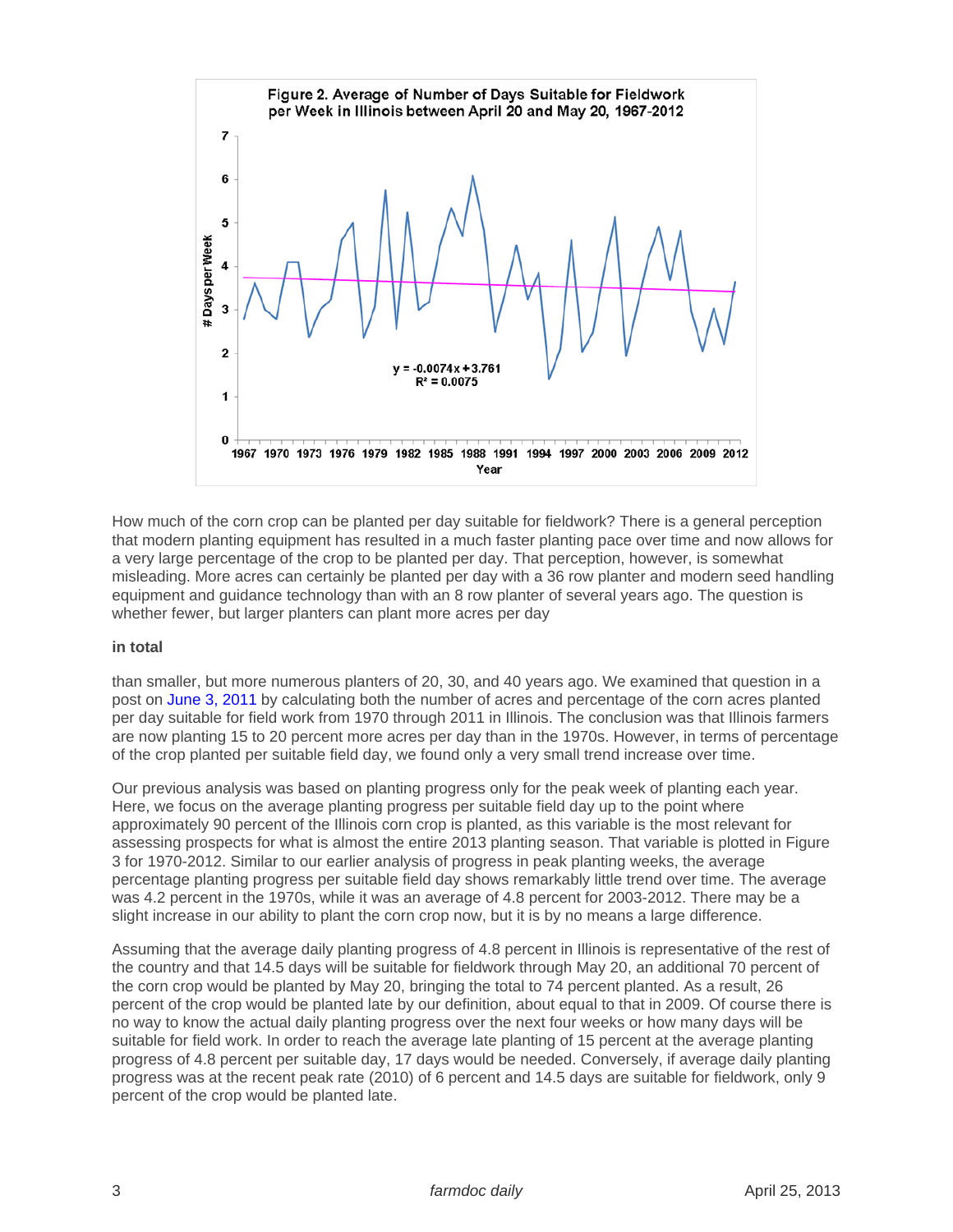Figure 2. Average of Number of Days Suitable for Fieldwork per Week in Illinois between April 20 and May 20, 1967-2012

How much of the corn crop can be planted per day suitable for fieldwork? There is a general perception that modern planting equipment has resulted in a much faster planting pace over time and now allows for a very large percentage of the crop to be planted per day. That perception, however, is somewhat misleading. More acres can certainly be planted per day with a 36 row planter and modern seed handling equipment and guidance technology than with an 8 row planter of several years ago. The question is whether fewer, but larger planters can plant more acres per day

**in total**

than smaller, but more numerous planters of 20, 30, and 40 years ago. We examined that question in a post on June 3, 2011 by calculating both the number of acres and percentage of the corn acres planted per day suitable for field work from 1970 through 2011 in Illinois. The conclusion was that Illinois farmers are now planting 15 to 20 percent more acres per day than in the 1970s. However, in terms of percentage of the crop planted per suitable field day, we found only a very small trend increase over time.

Our previous analysis was based on planting progress only for the peak week of planting each year. Here, we focus on the average planting progress per suitable field day up to the point where approximately 90 percent of the Illinois corn crop is planted, as this variable is the most relevant for assessing prospects for what is almost the entire 2013 planting season. That variable is plotted in Figure 3 for 1970-2012. Similar to our earlier analysis of progress in peak planting weeks, the average percentage planting progress per suitable field day shows remarkably little trend over time. The average was 4.2 percent in the 1970s, while it was an average of 4.8 percent for 2003-2012. There may be a slight increase in our ability to plant the corn crop now, but it is by no means a large difference.

Assuming that the average daily planting progress of 4.8 percent in Illinois is representative of the rest of the country and that 14.5 days will be suitable for fieldwork through May 20, an additional 70 percent of the corn crop would be planted by May 20, bringing the total to 74 percent planted. As a result, 26 percent of the crop would be planted late by our definition, about equal to that in 2009. Of course there is no way to know the actual daily planting progress over the next four weeks or how many days will be suitable for field work. In order to reach the average late planting of 15 percent at the average planting progress of 4.8 percent per suitable day, 17 days would be needed. Conversely, if average daily planting progress was at the recent peak rate (2010) of 6 percent and 14.5 days are suitable for fieldwork, only 9 percent of the crop would be planted late.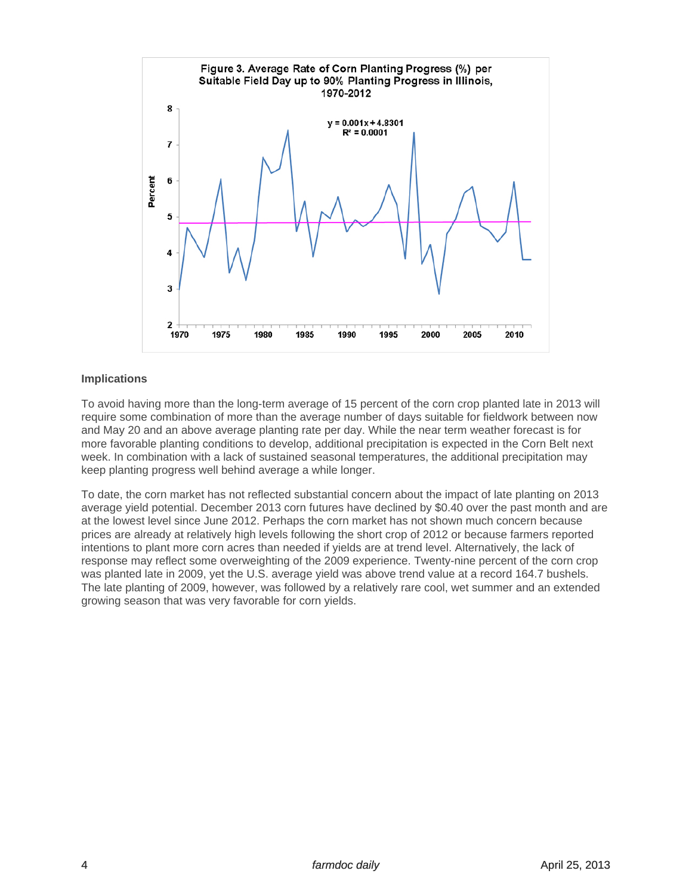Figure 3. Average Rate of Corn Planting Progress (%) per Suitable Field Day up to 90% Planting Progress in Illinois, 1970-2012

$y = 0.001x + 4.8301$
$R^2 = 0.0001$

Percent

8
7
6
5
4
3
2

1970 1975 1980 1985 1990 1995 2000 2005 2010

## Implications

To avoid having more than the long-term average of 15 percent of the corn crop planted late in 2013 will require some combination of more than the average number of days suitable for fieldwork between now and May 20 and an above average planting rate per day. While the near term weather forecast is for more favorable planting conditions to develop, additional precipitation is expected in the Corn Belt next week. In combination with a lack of sustained seasonal temperatures, the additional precipitation may keep planting progress well behind average a while longer.

To date, the corn market has not reflected substantial concern about the impact of late planting on 2013 average yield potential. December 2013 corn futures have declined by $0.40 over the past month and are at the lowest level since June 2012. Perhaps the corn market has not shown much concern because prices are already at relatively high levels following the short crop of 2012 or because farmers reported intentions to plant more corn acres than needed if yields are at trend level. Alternatively, the lack of response may reflect some overweighting of the 2009 experience. Twenty-nine percent of the corn crop was planted late in 2009, yet the U.S. average yield was above trend value at a record 164.7 bushels. The late planting of 2009, however, was followed by a relatively rare cool, wet summer and an extended growing season that was very favorable for corn yields.